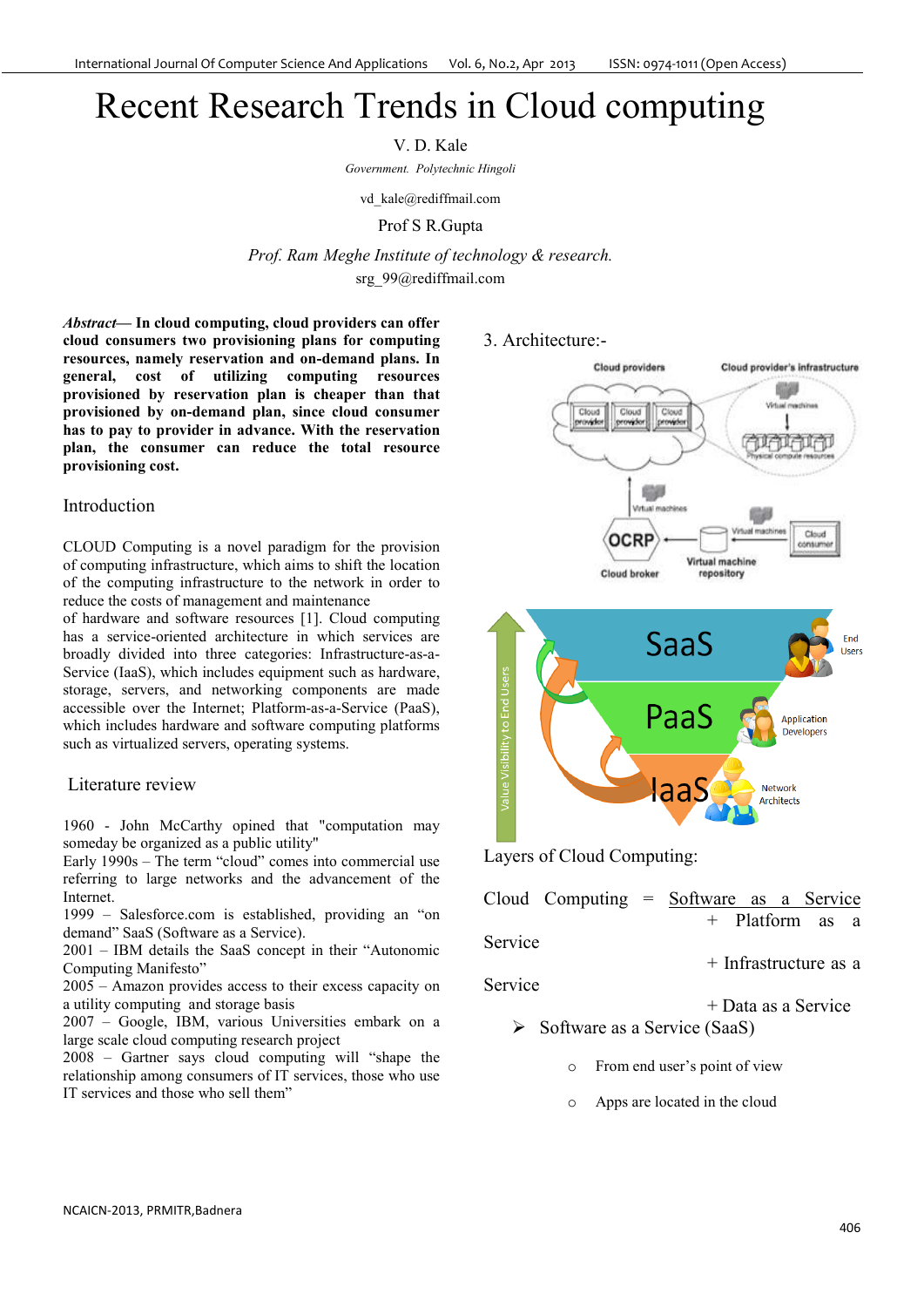# Recent Research Trends in Cloud computing

V. D. Kale

*Government. Polytechnic Hingoli*

vd_kale@rediffmail.com

Prof S R.Gupta

*Prof. Ram Meghe Institute of technology & research.*

srg_99@rediffmail.com

***Abstract*— In cloud computing, cloud providers can offer cloud consumers two provisioning plans for computing resources, namely reservation and on-demand plans. In general, cost of utilizing computing resources provisioned by reservation plan is cheaper than that provisioned by on-demand plan, since cloud consumer has to pay to provider in advance. With the reservation plan, the consumer can reduce the total resource provisioning cost.**

## Introduction

CLOUD Computing is a novel paradigm for the provision of computing infrastructure, which aims to shift the location of the computing infrastructure to the network in order to reduce the costs of management and maintenance of hardware and software resources [1]. Cloud computing has a service-oriented architecture in which services are broadly divided into three categories: Infrastructure-as-a-Service (IaaS), which includes equipment such as hardware, storage, servers, and networking components are made accessible over the Internet; Platform-as-a-Service (PaaS), which includes hardware and software computing platforms such as virtualized servers, operating systems.

## Literature review

1960 - John McCarthy opined that "computation may someday be organized as a public utility"
Early 1990s – The term "cloud" comes into commercial use referring to large networks and the advancement of the Internet.
1999 – Salesforce.com is established, providing an "on demand" SaaS (Software as a Service).
2001 – IBM details the SaaS concept in their "Autonomic Computing Manifesto"
2005 – Amazon provides access to their excess capacity on a utility computing and storage basis
2007 – Google, IBM, various Universities embark on a large scale cloud computing research project
2008 – Gartner says cloud computing will "shape the relationship among consumers of IT services, those who use IT services and those who sell them"

## 3. Architecture:-

Layers of Cloud Computing:

Cloud Computing = Software as a Service + Platform as a Service + Infrastructure as a Service + Data as a Service

- Software as a Service (SaaS)
  - From end user's point of view
  - Apps are located in the cloud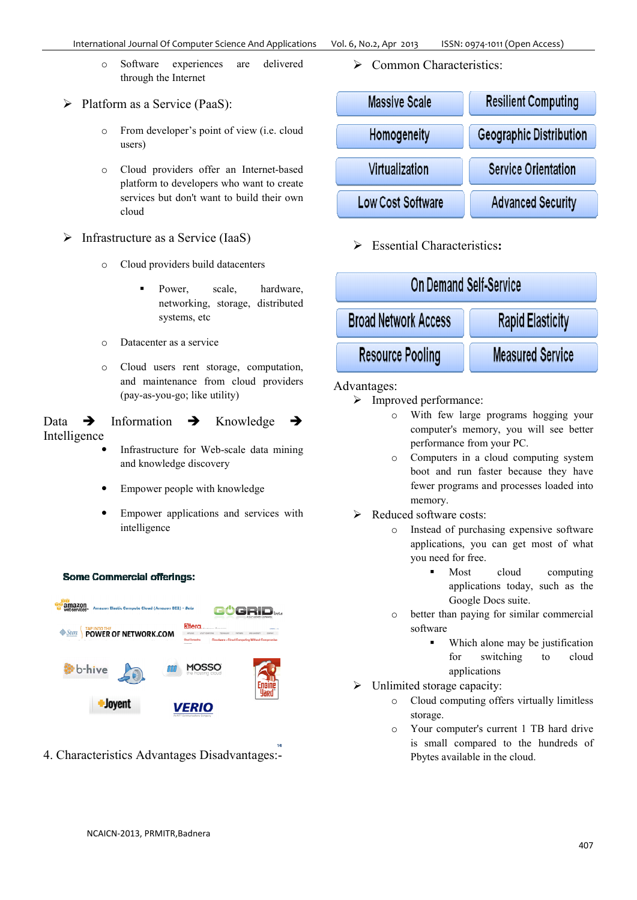- Software experiences are delivered through the Internet

- Platform as a Service (PaaS):
  - From developer's point of view (i.e. cloud users)
  - Cloud providers offer an Internet-based platform to developers who want to create services but don't want to build their own cloud

- Infrastructure as a Service (IaaS)
  - Cloud providers build datacenters
    - Power, scale, hardware, networking, storage, distributed systems, etc
  - Datacenter as a service
  - Cloud users rent storage, computation, and maintenance from cloud providers (pay-as-you-go; like utility)

Data ➔ Information ➔ Knowledge ➔ Intelligence

- Infrastructure for Web-scale data mining and knowledge discovery
- Empower people with knowledge
- Empower applications and services with intelligence

**Some Commercial offerings:**

## 4. Characteristics Advantages Disadvantages:-

- Common Characteristics:

| Massive Scale | Resilient Computing |
|---|---|
| Homogeneity | Geographic Distribution |
| Virtualization | Service Orientation |
| Low Cost Software | Advanced Security |

- Essential Characteristics:

| On Demand Self-Service | |
|---|---|
| Broad Network Access | Rapid Elasticity |
| Resource Pooling | Measured Service |

Advantages:

- Improved performance:
  - With few large programs hogging your computer's memory, you will see better performance from your PC.
  - Computers in a cloud computing system boot and run faster because they have fewer programs and processes loaded into memory.
- Reduced software costs:
  - Instead of purchasing expensive software applications, you can get most of what you need for free.
    - Most cloud computing applications today, such as the Google Docs suite.
  - better than paying for similar commercial software
    - Which alone may be justification for switching to cloud applications
- Unlimited storage capacity:
  - Cloud computing offers virtually limitless storage.
  - Your computer's current 1 TB hard drive is small compared to the hundreds of Pbytes available in the cloud.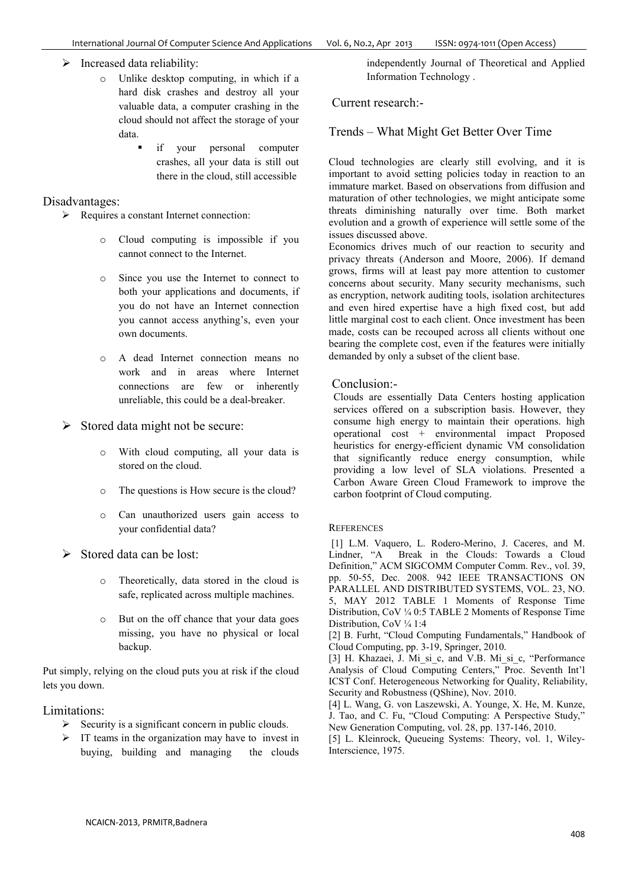- Increased data reliability:
  - Unlike desktop computing, in which if a hard disk crashes and destroy all your valuable data, a computer crashing in the cloud should not affect the storage of your data.
    - if your personal computer crashes, all your data is still out there in the cloud, still accessible

## Disadvantages:

- Requires a constant Internet connection:
  - Cloud computing is impossible if you cannot connect to the Internet.
  - Since you use the Internet to connect to both your applications and documents, if you do not have an Internet connection you cannot access anything's, even your own documents.
  - A dead Internet connection means no work and in areas where Internet connections are few or inherently unreliable, this could be a deal-breaker.
- Stored data might not be secure:
  - With cloud computing, all your data is stored on the cloud.
  - The questions is How secure is the cloud?
  - Can unauthorized users gain access to your confidential data?
- Stored data can be lost:
  - Theoretically, data stored in the cloud is safe, replicated across multiple machines.
  - But on the off chance that your data goes missing, you have no physical or local backup.

Put simply, relying on the cloud puts you at risk if the cloud lets you down.

## Limitations:

- Security is a significant concern in public clouds.
- IT teams in the organization may have to invest in buying, building and managing the clouds independently Journal of Theoretical and Applied Information Technology .

## Current research:-

## Trends – What Might Get Better Over Time

Cloud technologies are clearly still evolving, and it is important to avoid setting policies today in reaction to an immature market. Based on observations from diffusion and maturation of other technologies, we might anticipate some threats diminishing naturally over time. Both market evolution and a growth of experience will settle some of the issues discussed above.

Economics drives much of our reaction to security and privacy threats (Anderson and Moore, 2006). If demand grows, firms will at least pay more attention to customer concerns about security. Many security mechanisms, such as encryption, network auditing tools, isolation architectures and even hired expertise have a high fixed cost, but add little marginal cost to each client. Once investment has been made, costs can be recouped across all clients without one bearing the complete cost, even if the features were initially demanded by only a subset of the client base.

## Conclusion:-

Clouds are essentially Data Centers hosting application services offered on a subscription basis. However, they consume high energy to maintain their operations. high operational cost + environmental impact Proposed heuristics for energy-efficient dynamic VM consolidation that significantly reduce energy consumption, while providing a low level of SLA violations. Presented a Carbon Aware Green Cloud Framework to improve the carbon footprint of Cloud computing.

## References

[1] L.M. Vaquero, L. Rodero-Merino, J. Caceres, and M. Lindner, "A Break in the Clouds: Towards a Cloud Definition," ACM SIGCOMM Computer Comm. Rev., vol. 39, pp. 50-55, Dec. 2008. 942 IEEE TRANSACTIONS ON PARALLEL AND DISTRIBUTED SYSTEMS, VOL. 23, NO. 5, MAY 2012 TABLE 1 Moments of Response Time Distribution, CoV ¼ 0:5 TABLE 2 Moments of Response Time Distribution, CoV ¼ 1:4

[2] B. Furht, "Cloud Computing Fundamentals," Handbook of Cloud Computing, pp. 3-19, Springer, 2010.

[3] H. Khazaei, J. Mi_si_c, and V.B. Mi_si_c, "Performance Analysis of Cloud Computing Centers," Proc. Seventh Int'l ICST Conf. Heterogeneous Networking for Quality, Reliability, Security and Robustness (QShine), Nov. 2010.

[4] L. Wang, G. von Laszewski, A. Younge, X. He, M. Kunze, J. Tao, and C. Fu, "Cloud Computing: A Perspective Study," New Generation Computing, vol. 28, pp. 137-146, 2010.

[5] L. Kleinrock, Queueing Systems: Theory, vol. 1, Wiley-Interscience, 1975.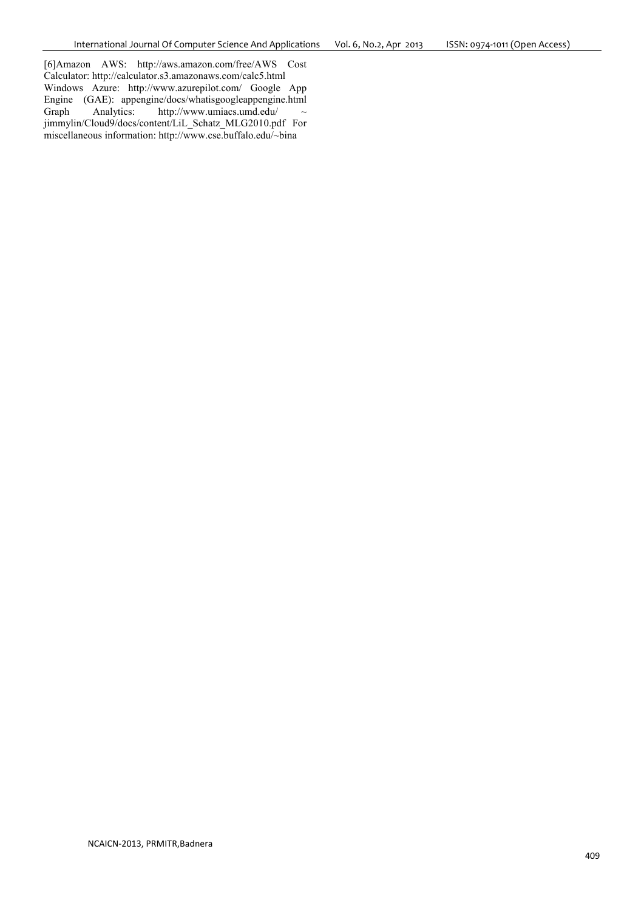[6]Amazon AWS: http://aws.amazon.com/free/AWS Cost Calculator: http://calculator.s3.amazonaws.com/calc5.html Windows Azure: http://www.azurepilot.com/ Google App Engine (GAE): appengine/docs/whatisgoogleappengine.html Graph Analytics: http://www.umiacs.umd.edu/ ~ jimmylin/Cloud9/docs/content/LiL_Schatz_MLG2010.pdf For miscellaneous information: http://www.cse.buffalo.edu/~bina